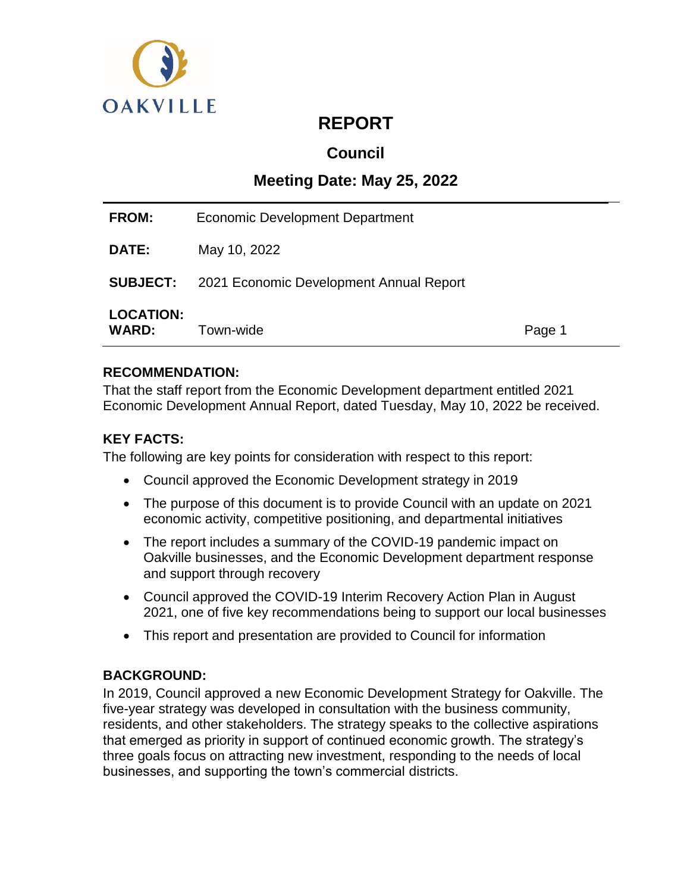OAKVILLE

# REPORT

## Council

## Meeting Date: May 25, 2022

| | | |
|---|---|---|
| **FROM:** | Economic Development Department | |
| **DATE:** | May 10, 2022 | |
| **SUBJECT:** | 2021 Economic Development Annual Report | |
| **LOCATION: WARD:** | Town-wide | Page 1 |

### RECOMMENDATION:

That the staff report from the Economic Development department entitled 2021 Economic Development Annual Report, dated Tuesday, May 10, 2022 be received.

### KEY FACTS:

The following are key points for consideration with respect to this report:

- Council approved the Economic Development strategy in 2019
- The purpose of this document is to provide Council with an update on 2021 economic activity, competitive positioning, and departmental initiatives
- The report includes a summary of the COVID-19 pandemic impact on Oakville businesses, and the Economic Development department response and support through recovery
- Council approved the COVID-19 Interim Recovery Action Plan in August 2021, one of five key recommendations being to support our local businesses
- This report and presentation are provided to Council for information

### BACKGROUND:

In 2019, Council approved a new Economic Development Strategy for Oakville. The five-year strategy was developed in consultation with the business community, residents, and other stakeholders. The strategy speaks to the collective aspirations that emerged as priority in support of continued economic growth. The strategy's three goals focus on attracting new investment, responding to the needs of local businesses, and supporting the town's commercial districts.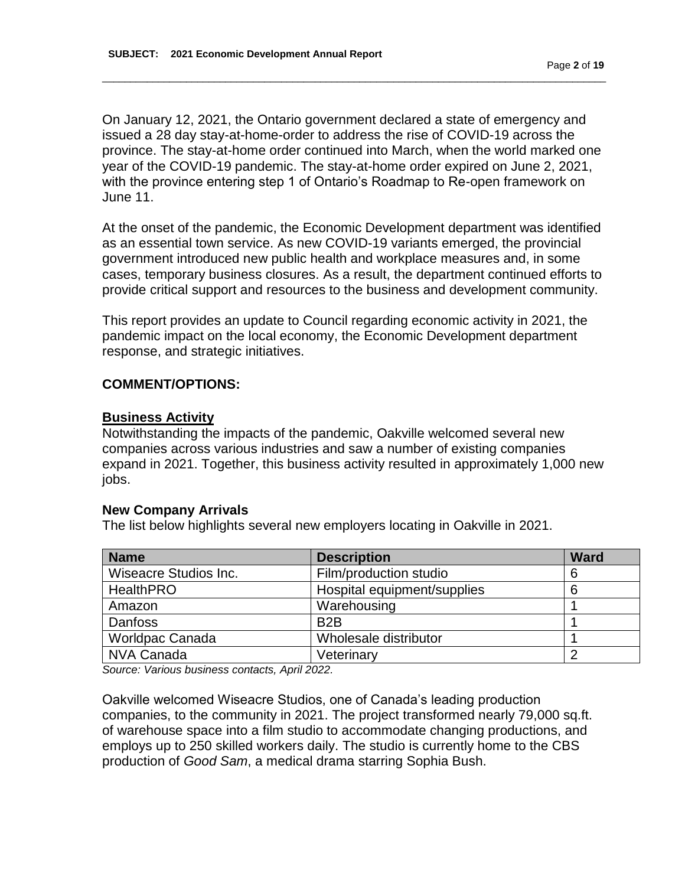On January 12, 2021, the Ontario government declared a state of emergency and issued a 28 day stay-at-home-order to address the rise of COVID-19 across the province. The stay-at-home order continued into March, when the world marked one year of the COVID-19 pandemic. The stay-at-home order expired on June 2, 2021, with the province entering step 1 of Ontario's Roadmap to Re-open framework on June 11.

At the onset of the pandemic, the Economic Development department was identified as an essential town service. As new COVID-19 variants emerged, the provincial government introduced new public health and workplace measures and, in some cases, temporary business closures. As a result, the department continued efforts to provide critical support and resources to the business and development community.

This report provides an update to Council regarding economic activity in 2021, the pandemic impact on the local economy, the Economic Development department response, and strategic initiatives.

## COMMENT/OPTIONS:

### Business Activity

Notwithstanding the impacts of the pandemic, Oakville welcomed several new companies across various industries and saw a number of existing companies expand in 2021. Together, this business activity resulted in approximately 1,000 new jobs.

#### New Company Arrivals

The list below highlights several new employers locating in Oakville in 2021.

| Name | Description | Ward |
|---|---|---|
| Wiseacre Studios Inc. | Film/production studio | 6 |
| HealthPRO | Hospital equipment/supplies | 6 |
| Amazon | Warehousing | 1 |
| Danfoss | B2B | 1 |
| Worldpac Canada | Wholesale distributor | 1 |
| NVA Canada | Veterinary | 2 |

*Source: Various business contacts, April 2022.*

Oakville welcomed Wiseacre Studios, one of Canada's leading production companies, to the community in 2021. The project transformed nearly 79,000 sq.ft. of warehouse space into a film studio to accommodate changing productions, and employs up to 250 skilled workers daily. The studio is currently home to the CBS production of *Good Sam*, a medical drama starring Sophia Bush.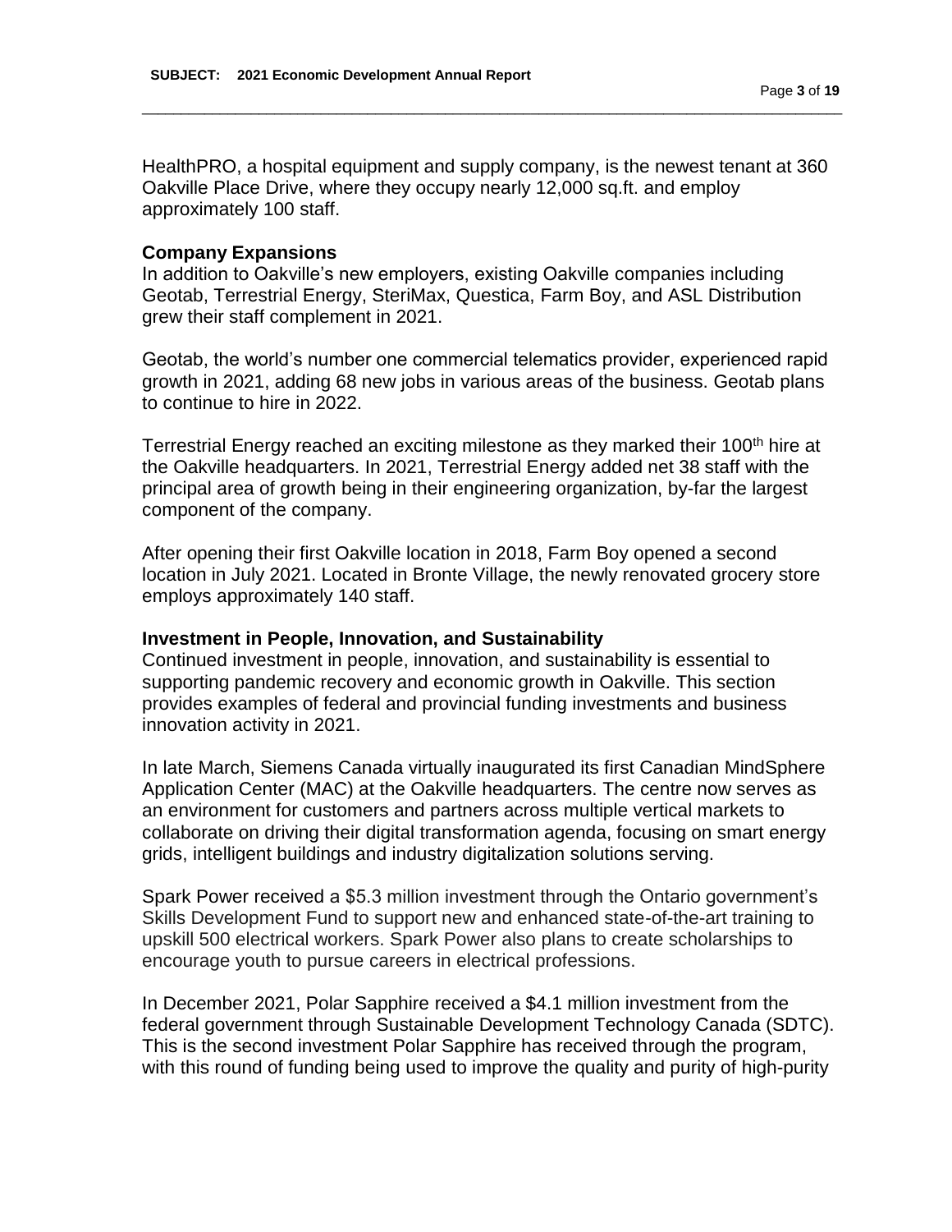HealthPRO, a hospital equipment and supply company, is the newest tenant at 360 Oakville Place Drive, where they occupy nearly 12,000 sq.ft. and employ approximately 100 staff.

**Company Expansions**

In addition to Oakville's new employers, existing Oakville companies including Geotab, Terrestrial Energy, SteriMax, Questica, Farm Boy, and ASL Distribution grew their staff complement in 2021.

Geotab, the world's number one commercial telematics provider, experienced rapid growth in 2021, adding 68 new jobs in various areas of the business. Geotab plans to continue to hire in 2022.

Terrestrial Energy reached an exciting milestone as they marked their 100th hire at the Oakville headquarters. In 2021, Terrestrial Energy added net 38 staff with the principal area of growth being in their engineering organization, by-far the largest component of the company.

After opening their first Oakville location in 2018, Farm Boy opened a second location in July 2021. Located in Bronte Village, the newly renovated grocery store employs approximately 140 staff.

**Investment in People, Innovation, and Sustainability**

Continued investment in people, innovation, and sustainability is essential to supporting pandemic recovery and economic growth in Oakville. This section provides examples of federal and provincial funding investments and business innovation activity in 2021.

In late March, Siemens Canada virtually inaugurated its first Canadian MindSphere Application Center (MAC) at the Oakville headquarters. The centre now serves as an environment for customers and partners across multiple vertical markets to collaborate on driving their digital transformation agenda, focusing on smart energy grids, intelligent buildings and industry digitalization solutions serving.

Spark Power received a $5.3 million investment through the Ontario government's Skills Development Fund to support new and enhanced state-of-the-art training to upskill 500 electrical workers. Spark Power also plans to create scholarships to encourage youth to pursue careers in electrical professions.

In December 2021, Polar Sapphire received a $4.1 million investment from the federal government through Sustainable Development Technology Canada (SDTC). This is the second investment Polar Sapphire has received through the program, with this round of funding being used to improve the quality and purity of high-purity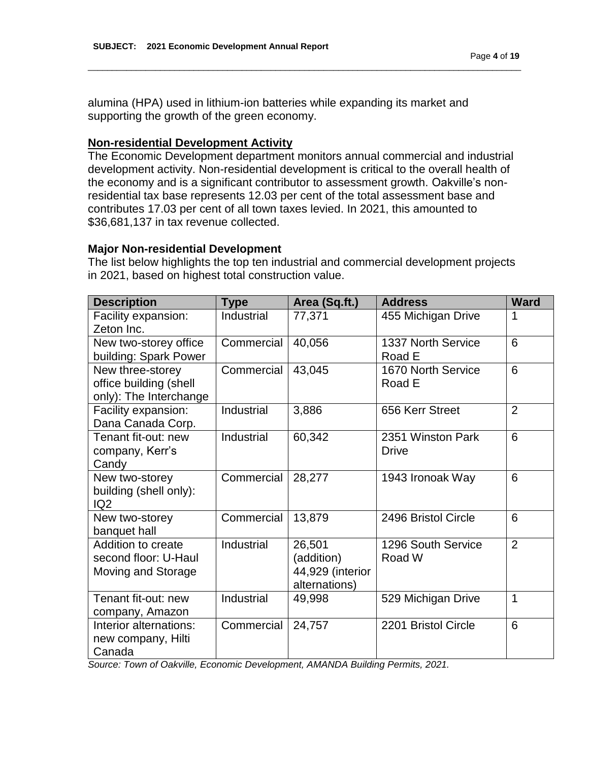alumina (HPA) used in lithium-ion batteries while expanding its market and supporting the growth of the green economy.

## Non-residential Development Activity

The Economic Development department monitors annual commercial and industrial development activity. Non-residential development is critical to the overall health of the economy and is a significant contributor to assessment growth. Oakville's non-residential tax base represents 12.03 per cent of the total assessment base and contributes 17.03 per cent of all town taxes levied. In 2021, this amounted to $36,681,137 in tax revenue collected.

### Major Non-residential Development

The list below highlights the top ten industrial and commercial development projects in 2021, based on highest total construction value.

| Description | Type | Area (Sq.ft.) | Address | Ward |
|---|---|---|---|---|
| Facility expansion: Zeton Inc. | Industrial | 77,371 | 455 Michigan Drive | 1 |
| New two-storey office building: Spark Power | Commercial | 40,056 | 1337 North Service Road E | 6 |
| New three-storey office building (shell only): The Interchange | Commercial | 43,045 | 1670 North Service Road E | 6 |
| Facility expansion: Dana Canada Corp. | Industrial | 3,886 | 656 Kerr Street | 2 |
| Tenant fit-out: new company, Kerr's Candy | Industrial | 60,342 | 2351 Winston Park Drive | 6 |
| New two-storey building (shell only): IQ2 | Commercial | 28,277 | 1943 Ironoak Way | 6 |
| New two-storey banquet hall | Commercial | 13,879 | 2496 Bristol Circle | 6 |
| Addition to create second floor: U-Haul Moving and Storage | Industrial | 26,501 (addition) 44,929 (interior alternations) | 1296 South Service Road W | 2 |
| Tenant fit-out: new company, Amazon | Industrial | 49,998 | 529 Michigan Drive | 1 |
| Interior alternations: new company, Hilti Canada | Commercial | 24,757 | 2201 Bristol Circle | 6 |

*Source: Town of Oakville, Economic Development, AMANDA Building Permits, 2021.*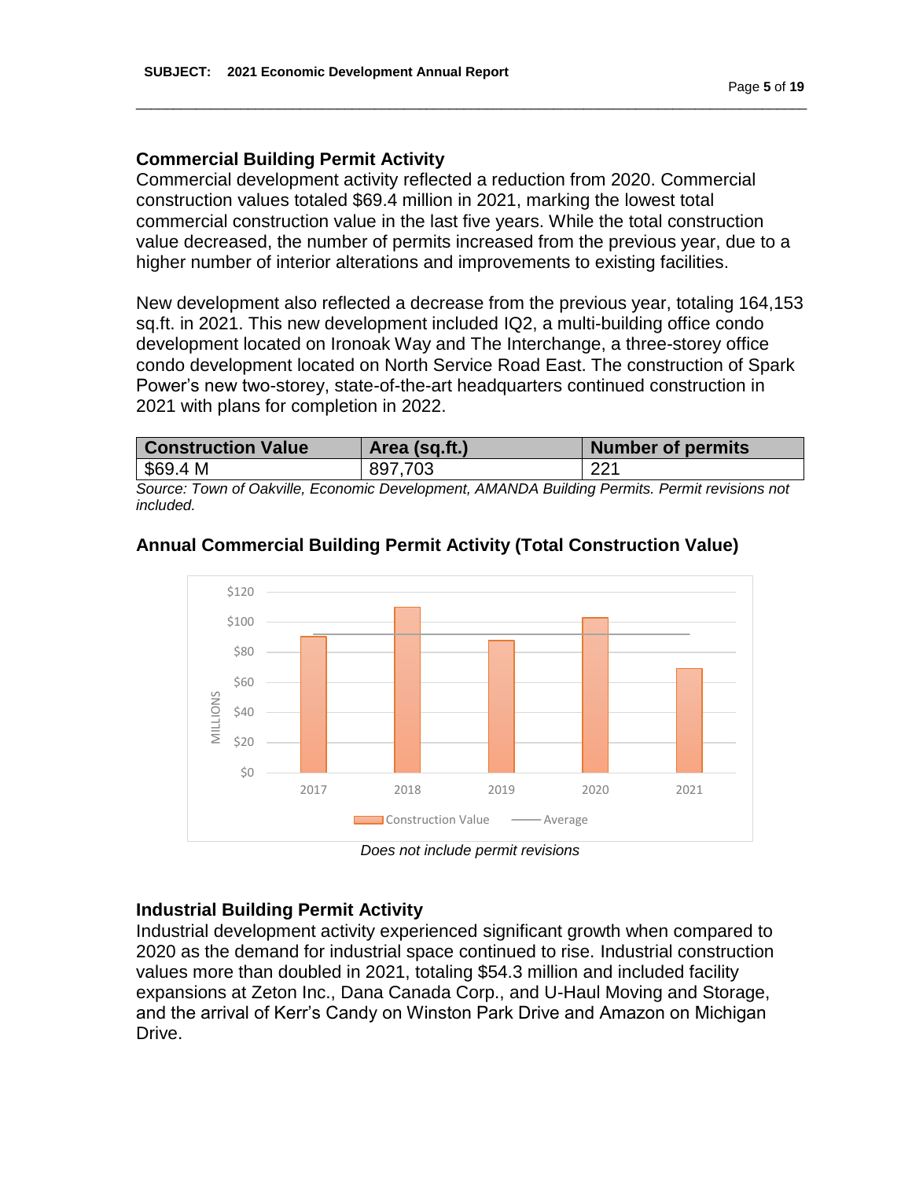## Commercial Building Permit Activity

Commercial development activity reflected a reduction from 2020. Commercial construction values totaled $69.4 million in 2021, marking the lowest total commercial construction value in the last five years. While the total construction value decreased, the number of permits increased from the previous year, due to a higher number of interior alterations and improvements to existing facilities.

New development also reflected a decrease from the previous year, totaling 164,153 sq.ft. in 2021. This new development included IQ2, a multi-building office condo development located on Ironoak Way and The Interchange, a three-storey office condo development located on North Service Road East. The construction of Spark Power's new two-storey, state-of-the-art headquarters continued construction in 2021 with plans for completion in 2022.

| Construction Value | Area (sq.ft.) | Number of permits |
|---|---|---|
| $69.4 M | 897,703 | 221 |

*Source: Town of Oakville, Economic Development, AMANDA Building Permits. Permit revisions not included.*

### Annual Commercial Building Permit Activity (Total Construction Value)

*Does not include permit revisions*

## Industrial Building Permit Activity

Industrial development activity experienced significant growth when compared to 2020 as the demand for industrial space continued to rise. Industrial construction values more than doubled in 2021, totaling $54.3 million and included facility expansions at Zeton Inc., Dana Canada Corp., and U-Haul Moving and Storage, and the arrival of Kerr's Candy on Winston Park Drive and Amazon on Michigan Drive.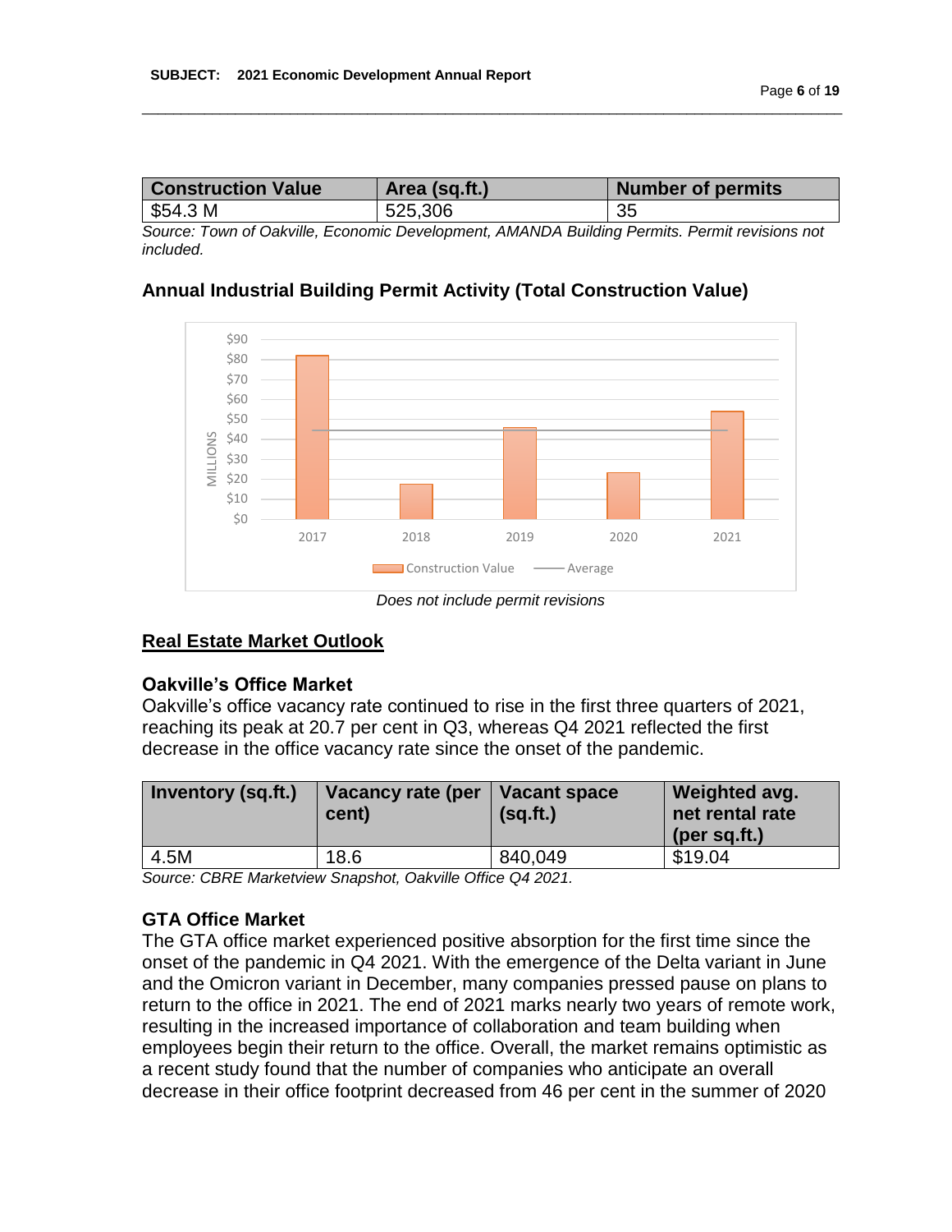| Construction Value | Area (sq.ft.) | Number of permits |
|---|---|---|
| $54.3 M | 525,306 | 35 |

*Source: Town of Oakville, Economic Development, AMANDA Building Permits. Permit revisions not included.*

### Annual Industrial Building Permit Activity (Total Construction Value)

*Does not include permit revisions*

## Real Estate Market Outlook

### Oakville's Office Market

Oakville's office vacancy rate continued to rise in the first three quarters of 2021, reaching its peak at 20.7 per cent in Q3, whereas Q4 2021 reflected the first decrease in the office vacancy rate since the onset of the pandemic.

| Inventory (sq.ft.) | Vacancy rate (per cent) | Vacant space (sq.ft.) | Weighted avg. net rental rate (per sq.ft.) |
|---|---|---|---|
| 4.5M | 18.6 | 840,049 | $19.04 |

*Source: CBRE Marketview Snapshot, Oakville Office Q4 2021.*

### GTA Office Market

The GTA office market experienced positive absorption for the first time since the onset of the pandemic in Q4 2021. With the emergence of the Delta variant in June and the Omicron variant in December, many companies pressed pause on plans to return to the office in 2021. The end of 2021 marks nearly two years of remote work, resulting in the increased importance of collaboration and team building when employees begin their return to the office. Overall, the market remains optimistic as a recent study found that the number of companies who anticipate an overall decrease in their office footprint decreased from 46 per cent in the summer of 2020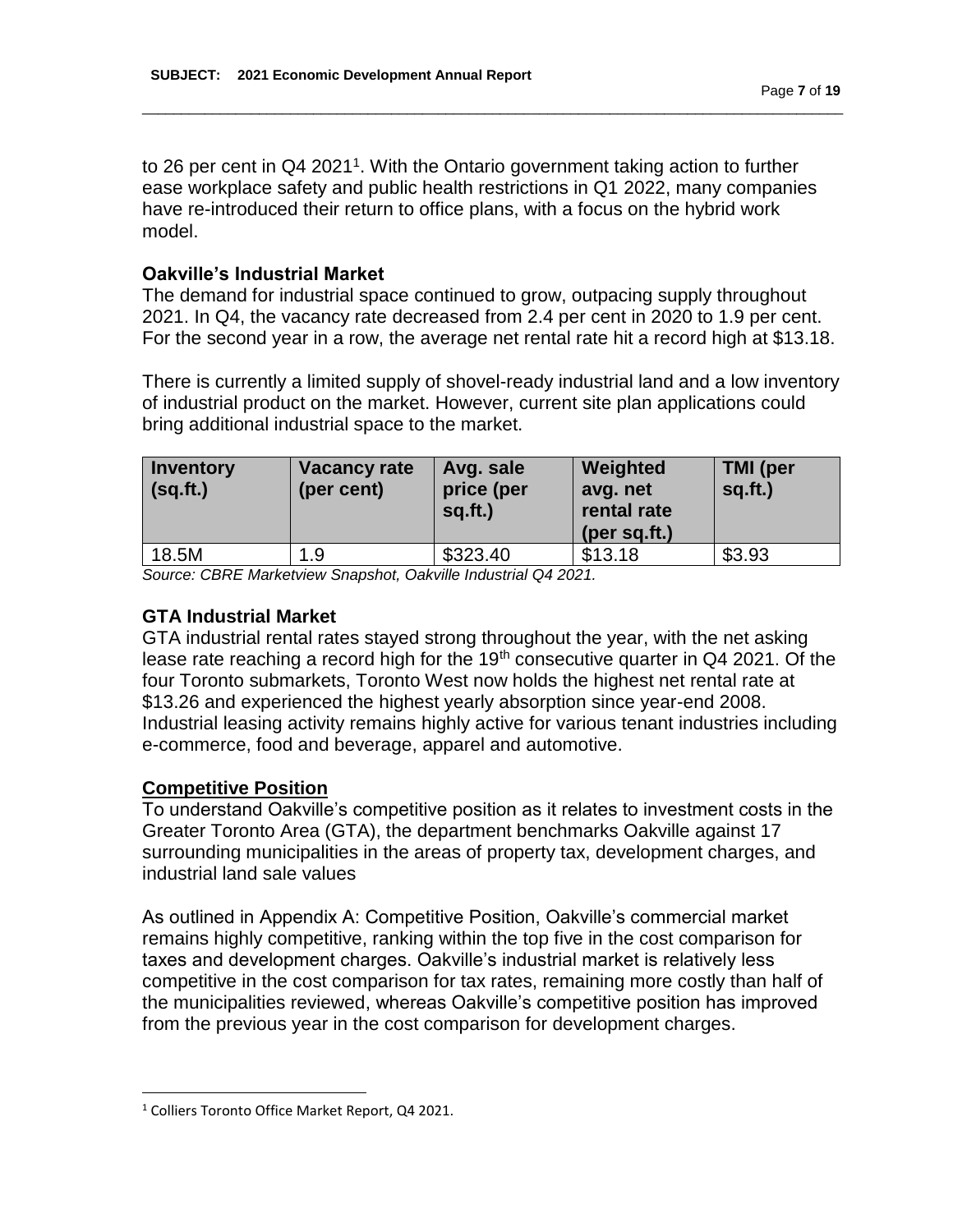to 26 per cent in Q4 2021[1]. With the Ontario government taking action to further ease workplace safety and public health restrictions in Q1 2022, many companies have re-introduced their return to office plans, with a focus on the hybrid work model.

### Oakville's Industrial Market

The demand for industrial space continued to grow, outpacing supply throughout 2021. In Q4, the vacancy rate decreased from 2.4 per cent in 2020 to 1.9 per cent. For the second year in a row, the average net rental rate hit a record high at $13.18.

There is currently a limited supply of shovel-ready industrial land and a low inventory of industrial product on the market. However, current site plan applications could bring additional industrial space to the market.

| Inventory (sq.ft.) | Vacancy rate (per cent) | Avg. sale price (per sq.ft.) | Weighted avg. net rental rate (per sq.ft.) | TMI (per sq.ft.) |
|---|---|---|---|---|
| 18.5M | 1.9 | $323.40 | $13.18 | $3.93 |

*Source: CBRE Marketview Snapshot, Oakville Industrial Q4 2021.*

### GTA Industrial Market

GTA industrial rental rates stayed strong throughout the year, with the net asking lease rate reaching a record high for the 19th consecutive quarter in Q4 2021. Of the four Toronto submarkets, Toronto West now holds the highest net rental rate at $13.26 and experienced the highest yearly absorption since year-end 2008. Industrial leasing activity remains highly active for various tenant industries including e-commerce, food and beverage, apparel and automotive.

### Competitive Position

To understand Oakville's competitive position as it relates to investment costs in the Greater Toronto Area (GTA), the department benchmarks Oakville against 17 surrounding municipalities in the areas of property tax, development charges, and industrial land sale values

As outlined in Appendix A: Competitive Position, Oakville's commercial market remains highly competitive, ranking within the top five in the cost comparison for taxes and development charges. Oakville's industrial market is relatively less competitive in the cost comparison for tax rates, remaining more costly than half of the municipalities reviewed, whereas Oakville's competitive position has improved from the previous year in the cost comparison for development charges.

[1] Colliers Toronto Office Market Report, Q4 2021.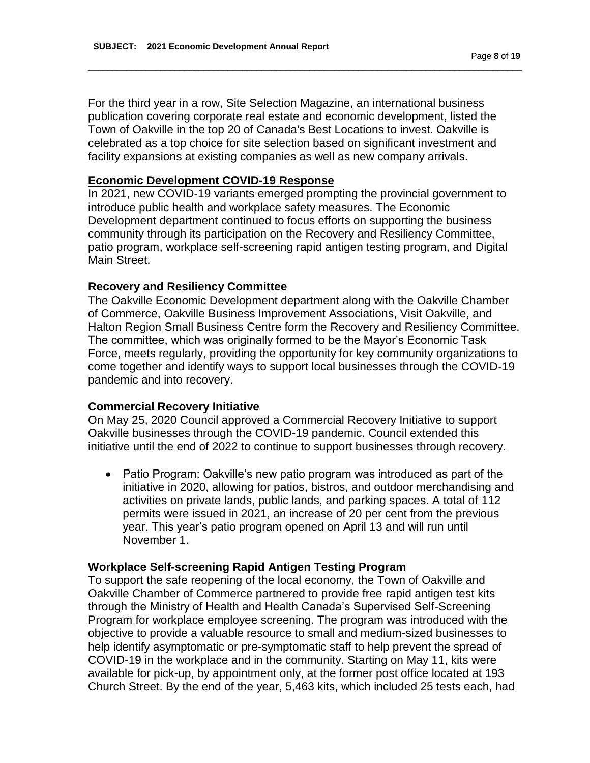For the third year in a row, Site Selection Magazine, an international business publication covering corporate real estate and economic development, listed the Town of Oakville in the top 20 of Canada's Best Locations to invest. Oakville is celebrated as a top choice for site selection based on significant investment and facility expansions at existing companies as well as new company arrivals.

## Economic Development COVID-19 Response

In 2021, new COVID-19 variants emerged prompting the provincial government to introduce public health and workplace safety measures. The Economic Development department continued to focus efforts on supporting the business community through its participation on the Recovery and Resiliency Committee, patio program, workplace self-screening rapid antigen testing program, and Digital Main Street.

### Recovery and Resiliency Committee

The Oakville Economic Development department along with the Oakville Chamber of Commerce, Oakville Business Improvement Associations, Visit Oakville, and Halton Region Small Business Centre form the Recovery and Resiliency Committee. The committee, which was originally formed to be the Mayor's Economic Task Force, meets regularly, providing the opportunity for key community organizations to come together and identify ways to support local businesses through the COVID-19 pandemic and into recovery.

### Commercial Recovery Initiative

On May 25, 2020 Council approved a Commercial Recovery Initiative to support Oakville businesses through the COVID-19 pandemic. Council extended this initiative until the end of 2022 to continue to support businesses through recovery.

- Patio Program: Oakville's new patio program was introduced as part of the initiative in 2020, allowing for patios, bistros, and outdoor merchandising and activities on private lands, public lands, and parking spaces. A total of 112 permits were issued in 2021, an increase of 20 per cent from the previous year. This year's patio program opened on April 13 and will run until November 1.

### Workplace Self-screening Rapid Antigen Testing Program

To support the safe reopening of the local economy, the Town of Oakville and Oakville Chamber of Commerce partnered to provide free rapid antigen test kits through the Ministry of Health and Health Canada's Supervised Self-Screening Program for workplace employee screening. The program was introduced with the objective to provide a valuable resource to small and medium-sized businesses to help identify asymptomatic or pre-symptomatic staff to help prevent the spread of COVID-19 in the workplace and in the community. Starting on May 11, kits were available for pick-up, by appointment only, at the former post office located at 193 Church Street. By the end of the year, 5,463 kits, which included 25 tests each, had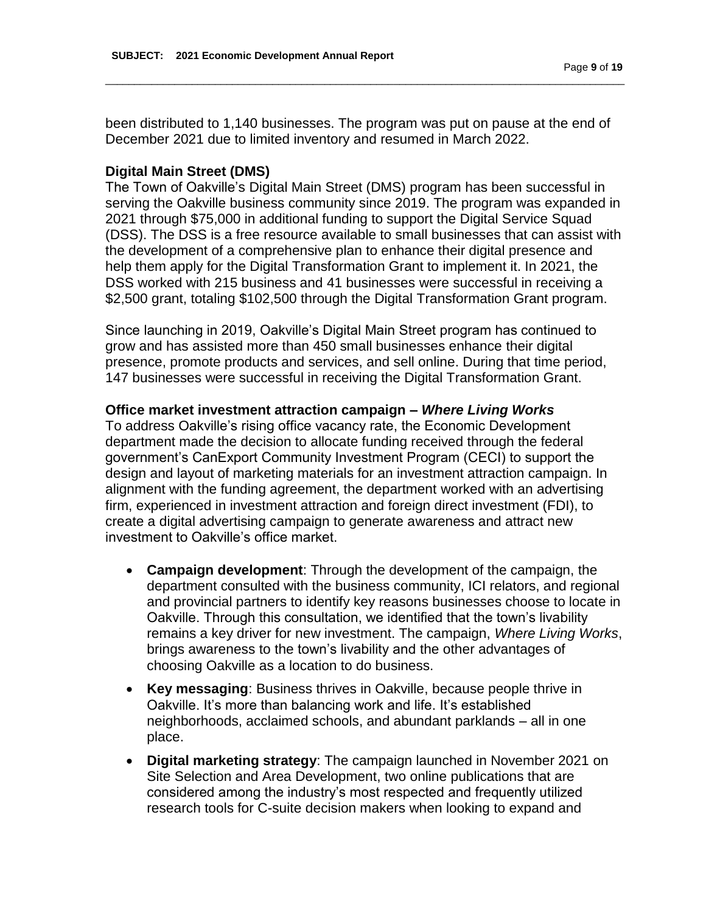been distributed to 1,140 businesses. The program was put on pause at the end of December 2021 due to limited inventory and resumed in March 2022.

**Digital Main Street (DMS)**

The Town of Oakville's Digital Main Street (DMS) program has been successful in serving the Oakville business community since 2019. The program was expanded in 2021 through $75,000 in additional funding to support the Digital Service Squad (DSS). The DSS is a free resource available to small businesses that can assist with the development of a comprehensive plan to enhance their digital presence and help them apply for the Digital Transformation Grant to implement it. In 2021, the DSS worked with 215 business and 41 businesses were successful in receiving a $2,500 grant, totaling $102,500 through the Digital Transformation Grant program.

Since launching in 2019, Oakville's Digital Main Street program has continued to grow and has assisted more than 450 small businesses enhance their digital presence, promote products and services, and sell online. During that time period, 147 businesses were successful in receiving the Digital Transformation Grant.

**Office market investment attraction campaign – *Where Living Works***

To address Oakville's rising office vacancy rate, the Economic Development department made the decision to allocate funding received through the federal government's CanExport Community Investment Program (CECI) to support the design and layout of marketing materials for an investment attraction campaign. In alignment with the funding agreement, the department worked with an advertising firm, experienced in investment attraction and foreign direct investment (FDI), to create a digital advertising campaign to generate awareness and attract new investment to Oakville's office market.

- **Campaign development**: Through the development of the campaign, the department consulted with the business community, ICI relators, and regional and provincial partners to identify key reasons businesses choose to locate in Oakville. Through this consultation, we identified that the town's livability remains a key driver for new investment. The campaign, *Where Living Works*, brings awareness to the town's livability and the other advantages of choosing Oakville as a location to do business.
- **Key messaging**: Business thrives in Oakville, because people thrive in Oakville. It's more than balancing work and life. It's established neighborhoods, acclaimed schools, and abundant parklands – all in one place.
- **Digital marketing strategy**: The campaign launched in November 2021 on Site Selection and Area Development, two online publications that are considered among the industry's most respected and frequently utilized research tools for C-suite decision makers when looking to expand and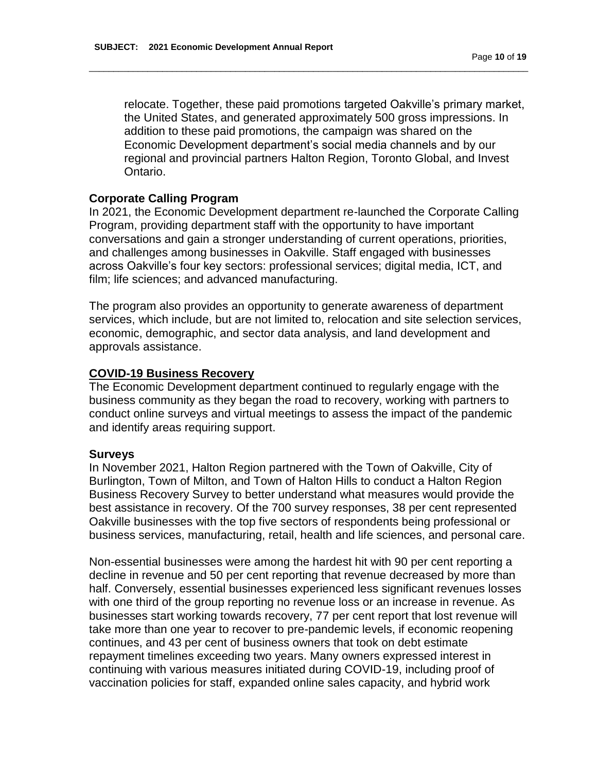relocate. Together, these paid promotions targeted Oakville's primary market, the United States, and generated approximately 500 gross impressions. In addition to these paid promotions, the campaign was shared on the Economic Development department's social media channels and by our regional and provincial partners Halton Region, Toronto Global, and Invest Ontario.

**Corporate Calling Program**

In 2021, the Economic Development department re-launched the Corporate Calling Program, providing department staff with the opportunity to have important conversations and gain a stronger understanding of current operations, priorities, and challenges among businesses in Oakville. Staff engaged with businesses across Oakville's four key sectors: professional services; digital media, ICT, and film; life sciences; and advanced manufacturing.

The program also provides an opportunity to generate awareness of department services, which include, but are not limited to, relocation and site selection services, economic, demographic, and sector data analysis, and land development and approvals assistance.

## COVID-19 Business Recovery

The Economic Development department continued to regularly engage with the business community as they began the road to recovery, working with partners to conduct online surveys and virtual meetings to assess the impact of the pandemic and identify areas requiring support.

**Surveys**

In November 2021, Halton Region partnered with the Town of Oakville, City of Burlington, Town of Milton, and Town of Halton Hills to conduct a Halton Region Business Recovery Survey to better understand what measures would provide the best assistance in recovery. Of the 700 survey responses, 38 per cent represented Oakville businesses with the top five sectors of respondents being professional or business services, manufacturing, retail, health and life sciences, and personal care.

Non-essential businesses were among the hardest hit with 90 per cent reporting a decline in revenue and 50 per cent reporting that revenue decreased by more than half. Conversely, essential businesses experienced less significant revenues losses with one third of the group reporting no revenue loss or an increase in revenue. As businesses start working towards recovery, 77 per cent report that lost revenue will take more than one year to recover to pre-pandemic levels, if economic reopening continues, and 43 per cent of business owners that took on debt estimate repayment timelines exceeding two years. Many owners expressed interest in continuing with various measures initiated during COVID-19, including proof of vaccination policies for staff, expanded online sales capacity, and hybrid work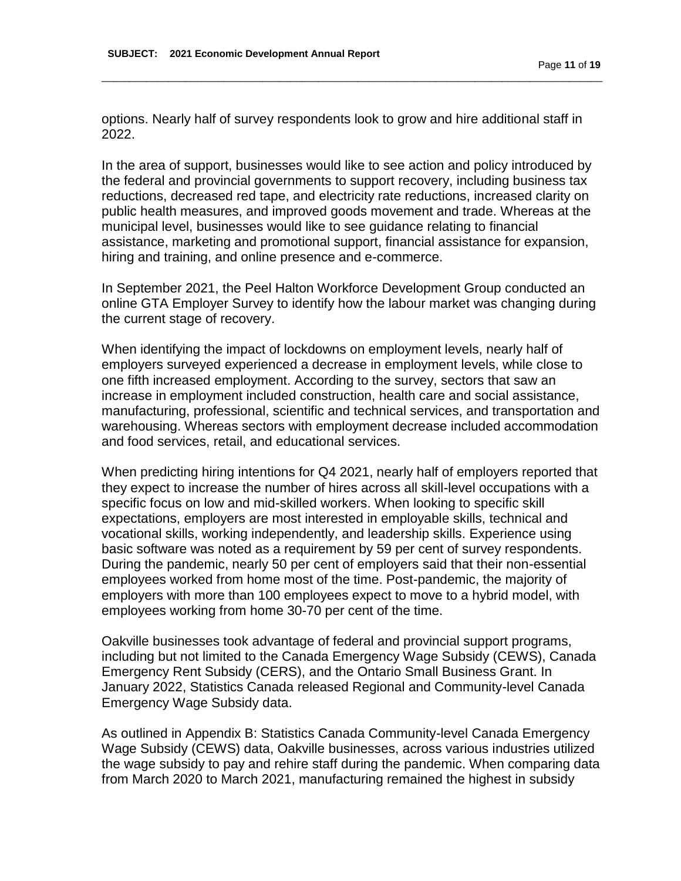options. Nearly half of survey respondents look to grow and hire additional staff in 2022.

In the area of support, businesses would like to see action and policy introduced by the federal and provincial governments to support recovery, including business tax reductions, decreased red tape, and electricity rate reductions, increased clarity on public health measures, and improved goods movement and trade. Whereas at the municipal level, businesses would like to see guidance relating to financial assistance, marketing and promotional support, financial assistance for expansion, hiring and training, and online presence and e-commerce.

In September 2021, the Peel Halton Workforce Development Group conducted an online GTA Employer Survey to identify how the labour market was changing during the current stage of recovery.

When identifying the impact of lockdowns on employment levels, nearly half of employers surveyed experienced a decrease in employment levels, while close to one fifth increased employment. According to the survey, sectors that saw an increase in employment included construction, health care and social assistance, manufacturing, professional, scientific and technical services, and transportation and warehousing. Whereas sectors with employment decrease included accommodation and food services, retail, and educational services.

When predicting hiring intentions for Q4 2021, nearly half of employers reported that they expect to increase the number of hires across all skill-level occupations with a specific focus on low and mid-skilled workers. When looking to specific skill expectations, employers are most interested in employable skills, technical and vocational skills, working independently, and leadership skills. Experience using basic software was noted as a requirement by 59 per cent of survey respondents. During the pandemic, nearly 50 per cent of employers said that their non-essential employees worked from home most of the time. Post-pandemic, the majority of employers with more than 100 employees expect to move to a hybrid model, with employees working from home 30-70 per cent of the time.

Oakville businesses took advantage of federal and provincial support programs, including but not limited to the Canada Emergency Wage Subsidy (CEWS), Canada Emergency Rent Subsidy (CERS), and the Ontario Small Business Grant. In January 2022, Statistics Canada released Regional and Community-level Canada Emergency Wage Subsidy data.

As outlined in Appendix B: Statistics Canada Community-level Canada Emergency Wage Subsidy (CEWS) data, Oakville businesses, across various industries utilized the wage subsidy to pay and rehire staff during the pandemic. When comparing data from March 2020 to March 2021, manufacturing remained the highest in subsidy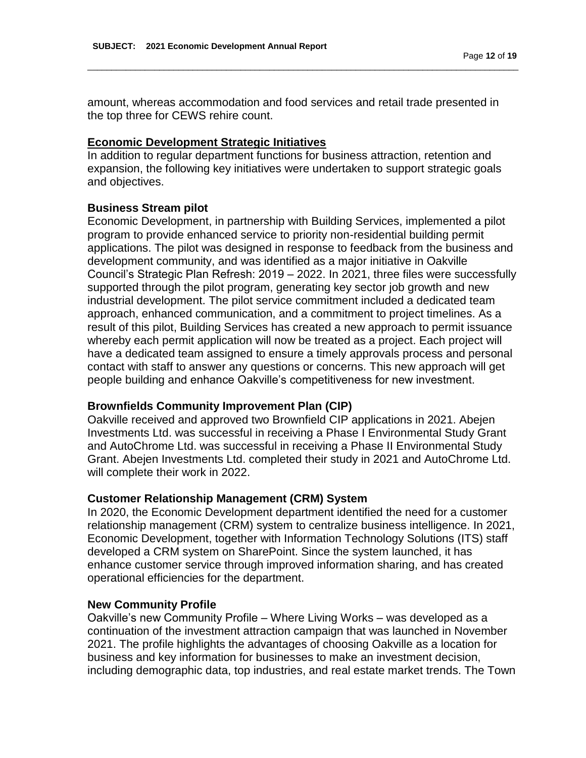amount, whereas accommodation and food services and retail trade presented in the top three for CEWS rehire count.

## Economic Development Strategic Initiatives

In addition to regular department functions for business attraction, retention and expansion, the following key initiatives were undertaken to support strategic goals and objectives.

### Business Stream pilot

Economic Development, in partnership with Building Services, implemented a pilot program to provide enhanced service to priority non-residential building permit applications. The pilot was designed in response to feedback from the business and development community, and was identified as a major initiative in Oakville Council's Strategic Plan Refresh: 2019 – 2022. In 2021, three files were successfully supported through the pilot program, generating key sector job growth and new industrial development. The pilot service commitment included a dedicated team approach, enhanced communication, and a commitment to project timelines. As a result of this pilot, Building Services has created a new approach to permit issuance whereby each permit application will now be treated as a project. Each project will have a dedicated team assigned to ensure a timely approvals process and personal contact with staff to answer any questions or concerns. This new approach will get people building and enhance Oakville's competitiveness for new investment.

### Brownfields Community Improvement Plan (CIP)

Oakville received and approved two Brownfield CIP applications in 2021. Abejen Investments Ltd. was successful in receiving a Phase I Environmental Study Grant and AutoChrome Ltd. was successful in receiving a Phase II Environmental Study Grant. Abejen Investments Ltd. completed their study in 2021 and AutoChrome Ltd. will complete their work in 2022.

### Customer Relationship Management (CRM) System

In 2020, the Economic Development department identified the need for a customer relationship management (CRM) system to centralize business intelligence. In 2021, Economic Development, together with Information Technology Solutions (ITS) staff developed a CRM system on SharePoint. Since the system launched, it has enhance customer service through improved information sharing, and has created operational efficiencies for the department.

### New Community Profile

Oakville's new Community Profile – Where Living Works – was developed as a continuation of the investment attraction campaign that was launched in November 2021. The profile highlights the advantages of choosing Oakville as a location for business and key information for businesses to make an investment decision, including demographic data, top industries, and real estate market trends. The Town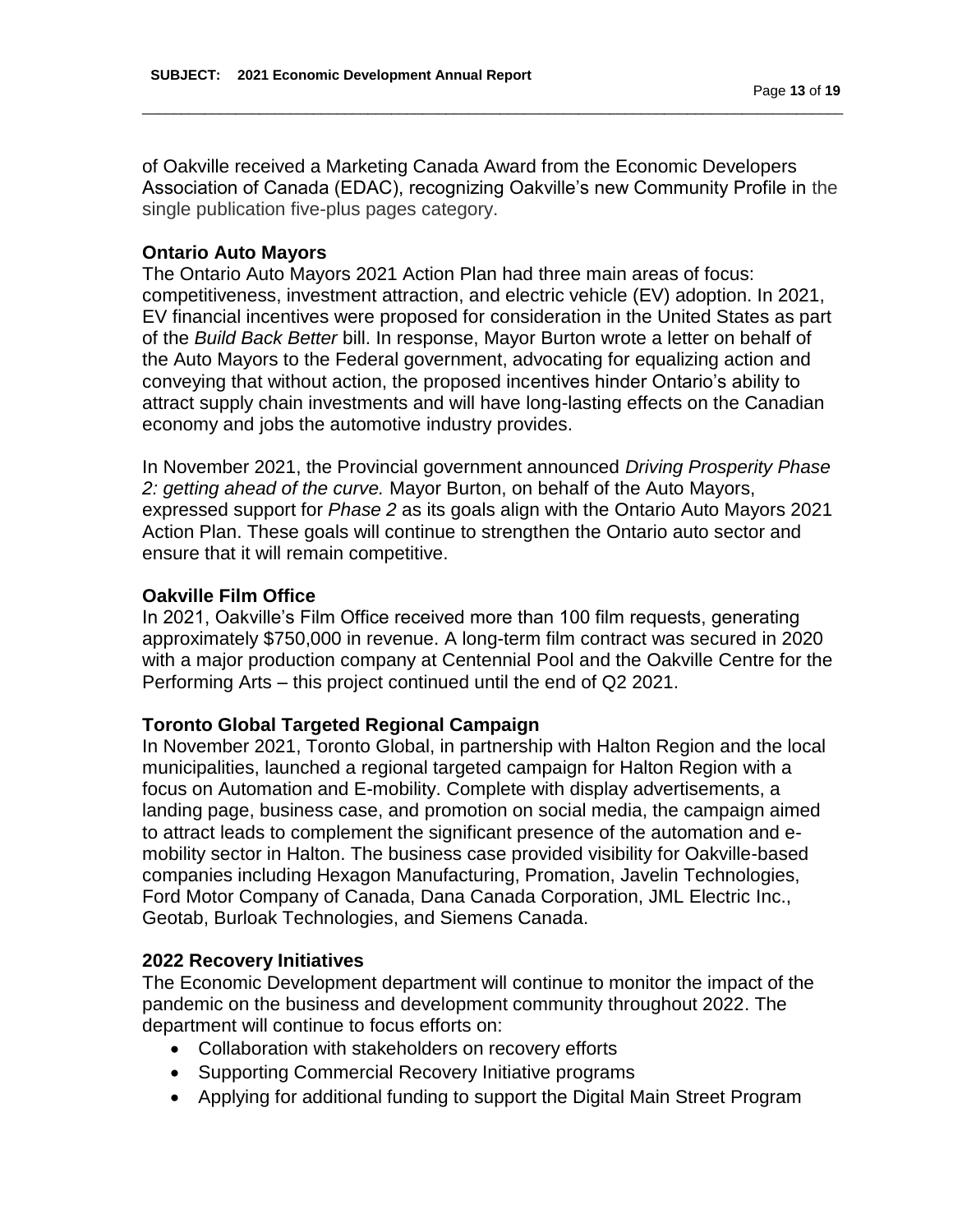of Oakville received a Marketing Canada Award from the Economic Developers Association of Canada (EDAC), recognizing Oakville's new Community Profile in the single publication five-plus pages category.

**Ontario Auto Mayors**

The Ontario Auto Mayors 2021 Action Plan had three main areas of focus: competitiveness, investment attraction, and electric vehicle (EV) adoption. In 2021, EV financial incentives were proposed for consideration in the United States as part of the *Build Back Better* bill. In response, Mayor Burton wrote a letter on behalf of the Auto Mayors to the Federal government, advocating for equalizing action and conveying that without action, the proposed incentives hinder Ontario's ability to attract supply chain investments and will have long-lasting effects on the Canadian economy and jobs the automotive industry provides.

In November 2021, the Provincial government announced *Driving Prosperity Phase 2: getting ahead of the curve.* Mayor Burton, on behalf of the Auto Mayors, expressed support for *Phase 2* as its goals align with the Ontario Auto Mayors 2021 Action Plan. These goals will continue to strengthen the Ontario auto sector and ensure that it will remain competitive.

**Oakville Film Office**

In 2021, Oakville's Film Office received more than 100 film requests, generating approximately $750,000 in revenue. A long-term film contract was secured in 2020 with a major production company at Centennial Pool and the Oakville Centre for the Performing Arts – this project continued until the end of Q2 2021.

**Toronto Global Targeted Regional Campaign**

In November 2021, Toronto Global, in partnership with Halton Region and the local municipalities, launched a regional targeted campaign for Halton Region with a focus on Automation and E-mobility. Complete with display advertisements, a landing page, business case, and promotion on social media, the campaign aimed to attract leads to complement the significant presence of the automation and e-mobility sector in Halton. The business case provided visibility for Oakville-based companies including Hexagon Manufacturing, Promation, Javelin Technologies, Ford Motor Company of Canada, Dana Canada Corporation, JML Electric Inc., Geotab, Burloak Technologies, and Siemens Canada.

**2022 Recovery Initiatives**

The Economic Development department will continue to monitor the impact of the pandemic on the business and development community throughout 2022. The department will continue to focus efforts on:

- Collaboration with stakeholders on recovery efforts
- Supporting Commercial Recovery Initiative programs
- Applying for additional funding to support the Digital Main Street Program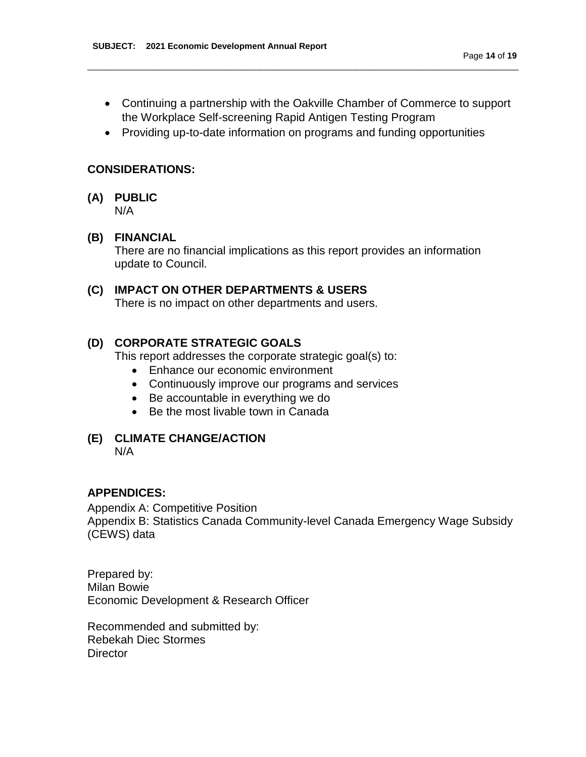- Continuing a partnership with the Oakville Chamber of Commerce to support the Workplace Self-screening Rapid Antigen Testing Program
- Providing up-to-date information on programs and funding opportunities

## CONSIDERATIONS:

### (A) PUBLIC

N/A

### (B) FINANCIAL

There are no financial implications as this report provides an information update to Council.

### (C) IMPACT ON OTHER DEPARTMENTS & USERS

There is no impact on other departments and users.

### (D) CORPORATE STRATEGIC GOALS

This report addresses the corporate strategic goal(s) to:

- Enhance our economic environment
- Continuously improve our programs and services
- Be accountable in everything we do
- Be the most livable town in Canada

### (E) CLIMATE CHANGE/ACTION

N/A

## APPENDICES:

Appendix A: Competitive Position
Appendix B: Statistics Canada Community-level Canada Emergency Wage Subsidy (CEWS) data

Prepared by:
Milan Bowie
Economic Development & Research Officer

Recommended and submitted by:
Rebekah Diec Stormes
Director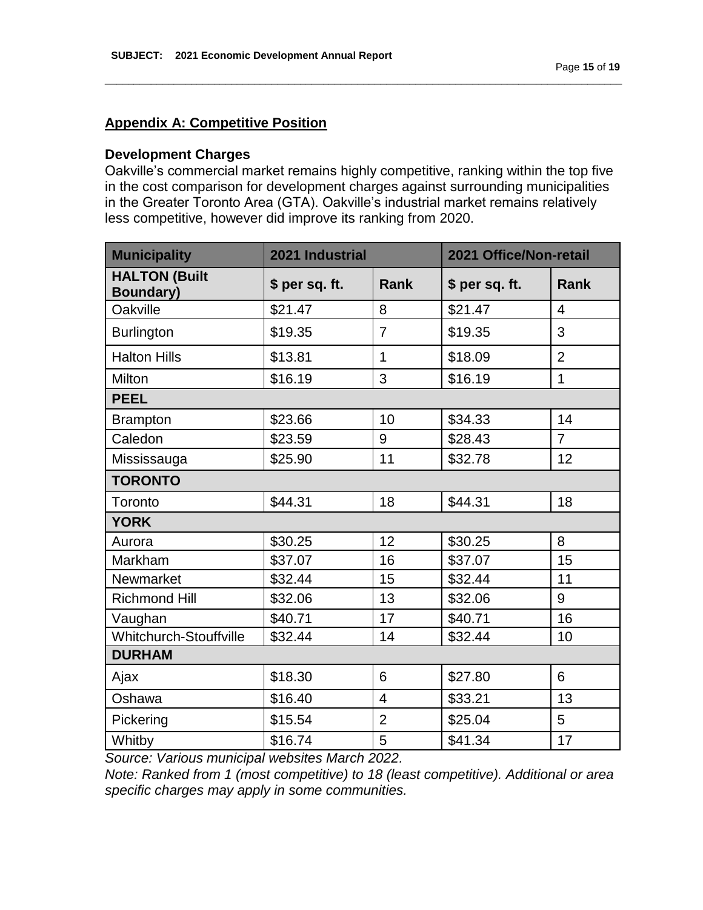## Appendix A: Competitive Position

### Development Charges

Oakville's commercial market remains highly competitive, ranking within the top five in the cost comparison for development charges against surrounding municipalities in the Greater Toronto Area (GTA). Oakville's industrial market remains relatively less competitive, however did improve its ranking from 2020.

| Municipality | 2021 Industrial | | 2021 Office/Non-retail | |
|---|---|---|---|---|
| **HALTON (Built Boundary)** | **$ per sq. ft.** | **Rank** | **$ per sq. ft.** | **Rank** |
| Oakville | $21.47 | 8 | $21.47 | 4 |
| Burlington | $19.35 | 7 | $19.35 | 3 |
| Halton Hills | $13.81 | 1 | $18.09 | 2 |
| Milton | $16.19 | 3 | $16.19 | 1 |
| **PEEL** | | | | |
| Brampton | $23.66 | 10 | $34.33 | 14 |
| Caledon | $23.59 | 9 | $28.43 | 7 |
| Mississauga | $25.90 | 11 | $32.78 | 12 |
| **TORONTO** | | | | |
| Toronto | $44.31 | 18 | $44.31 | 18 |
| **YORK** | | | | |
| Aurora | $30.25 | 12 | $30.25 | 8 |
| Markham | $37.07 | 16 | $37.07 | 15 |
| Newmarket | $32.44 | 15 | $32.44 | 11 |
| Richmond Hill | $32.06 | 13 | $32.06 | 9 |
| Vaughan | $40.71 | 17 | $40.71 | 16 |
| Whitchurch-Stouffville | $32.44 | 14 | $32.44 | 10 |
| **DURHAM** | | | | |
| Ajax | $18.30 | 6 | $27.80 | 6 |
| Oshawa | $16.40 | 4 | $33.21 | 13 |
| Pickering | $15.54 | 2 | $25.04 | 5 |
| Whitby | $16.74 | 5 | $41.34 | 17 |

*Source: Various municipal websites March 2022.*

*Note: Ranked from 1 (most competitive) to 18 (least competitive). Additional or area specific charges may apply in some communities.*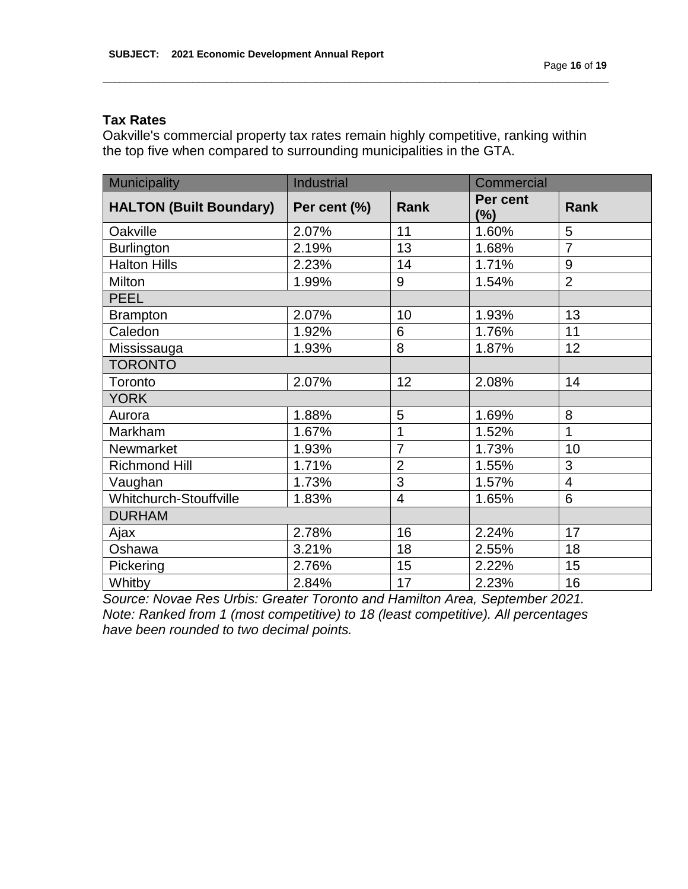### Tax Rates

Oakville's commercial property tax rates remain highly competitive, ranking within the top five when compared to surrounding municipalities in the GTA.

| Municipality | Industrial | | Commercial | |
|---|---|---|---|---|
| **HALTON (Built Boundary)** | **Per cent (%)** | **Rank** | **Per cent (%)** | **Rank** |
| Oakville | 2.07% | 11 | 1.60% | 5 |
| Burlington | 2.19% | 13 | 1.68% | 7 |
| Halton Hills | 2.23% | 14 | 1.71% | 9 |
| Milton | 1.99% | 9 | 1.54% | 2 |
| PEEL | | | | |
| Brampton | 2.07% | 10 | 1.93% | 13 |
| Caledon | 1.92% | 6 | 1.76% | 11 |
| Mississauga | 1.93% | 8 | 1.87% | 12 |
| TORONTO | | | | |
| Toronto | 2.07% | 12 | 2.08% | 14 |
| YORK | | | | |
| Aurora | 1.88% | 5 | 1.69% | 8 |
| Markham | 1.67% | 1 | 1.52% | 1 |
| Newmarket | 1.93% | 7 | 1.73% | 10 |
| Richmond Hill | 1.71% | 2 | 1.55% | 3 |
| Vaughan | 1.73% | 3 | 1.57% | 4 |
| Whitchurch-Stouffville | 1.83% | 4 | 1.65% | 6 |
| DURHAM | | | | |
| Ajax | 2.78% | 16 | 2.24% | 17 |
| Oshawa | 3.21% | 18 | 2.55% | 18 |
| Pickering | 2.76% | 15 | 2.22% | 15 |
| Whitby | 2.84% | 17 | 2.23% | 16 |

*Source: Novae Res Urbis: Greater Toronto and Hamilton Area, September 2021. Note: Ranked from 1 (most competitive) to 18 (least competitive). All percentages have been rounded to two decimal points.*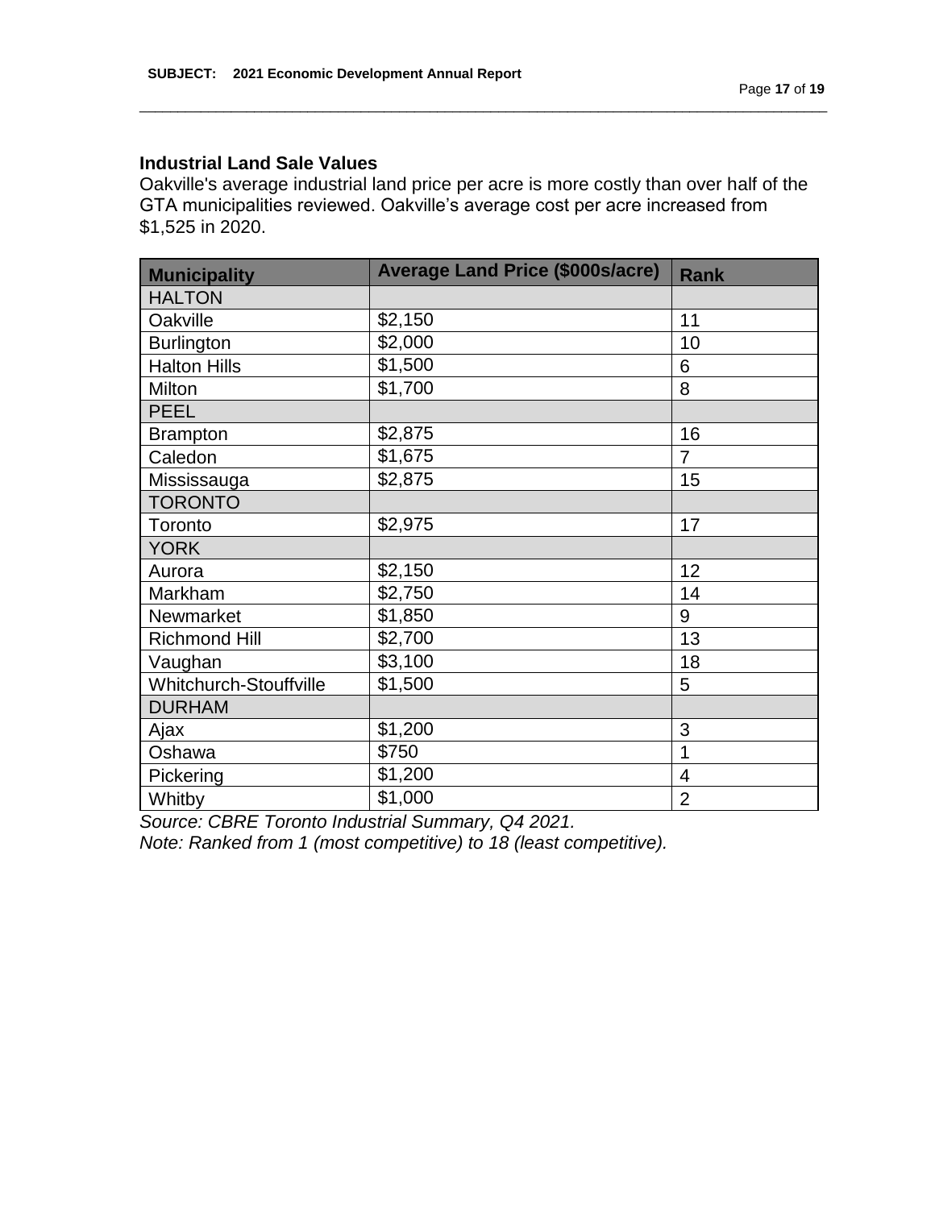### Industrial Land Sale Values

Oakville's average industrial land price per acre is more costly than over half of the GTA municipalities reviewed. Oakville's average cost per acre increased from $1,525 in 2020.

| Municipality | Average Land Price ($000s/acre) | Rank |
|---|---|---|
| HALTON | | |
| Oakville | $2,150 | 11 |
| Burlington | $2,000 | 10 |
| Halton Hills | $1,500 | 6 |
| Milton | $1,700 | 8 |
| PEEL | | |
| Brampton | $2,875 | 16 |
| Caledon | $1,675 | 7 |
| Mississauga | $2,875 | 15 |
| TORONTO | | |
| Toronto | $2,975 | 17 |
| YORK | | |
| Aurora | $2,150 | 12 |
| Markham | $2,750 | 14 |
| Newmarket | $1,850 | 9 |
| Richmond Hill | $2,700 | 13 |
| Vaughan | $3,100 | 18 |
| Whitchurch-Stouffville | $1,500 | 5 |
| DURHAM | | |
| Ajax | $1,200 | 3 |
| Oshawa | $750 | 1 |
| Pickering | $1,200 | 4 |
| Whitby | $1,000 | 2 |

*Source: CBRE Toronto Industrial Summary, Q4 2021.*
*Note: Ranked from 1 (most competitive) to 18 (least competitive).*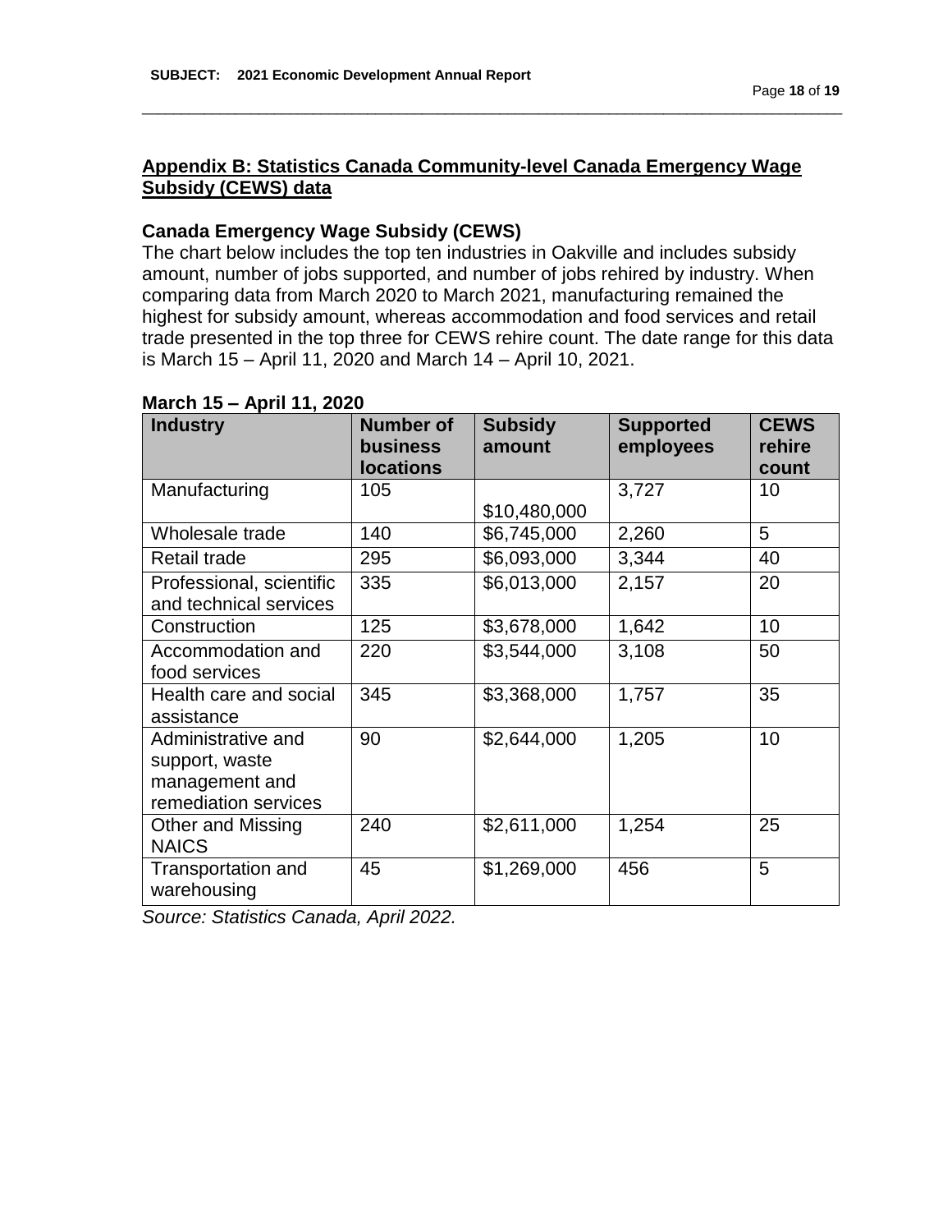## Appendix B: Statistics Canada Community-level Canada Emergency Wage Subsidy (CEWS) data

### Canada Emergency Wage Subsidy (CEWS)

The chart below includes the top ten industries in Oakville and includes subsidy amount, number of jobs supported, and number of jobs rehired by industry. When comparing data from March 2020 to March 2021, manufacturing remained the highest for subsidy amount, whereas accommodation and food services and retail trade presented in the top three for CEWS rehire count. The date range for this data is March 15 – April 11, 2020 and March 14 – April 10, 2021.

**March 15 – April 11, 2020**

| Industry | Number of business locations | Subsidy amount | Supported employees | CEWS rehire count |
|---|---|---|---|---|
| Manufacturing | 105 | $10,480,000 | 3,727 | 10 |
| Wholesale trade | 140 | $6,745,000 | 2,260 | 5 |
| Retail trade | 295 | $6,093,000 | 3,344 | 40 |
| Professional, scientific and technical services | 335 | $6,013,000 | 2,157 | 20 |
| Construction | 125 | $3,678,000 | 1,642 | 10 |
| Accommodation and food services | 220 | $3,544,000 | 3,108 | 50 |
| Health care and social assistance | 345 | $3,368,000 | 1,757 | 35 |
| Administrative and support, waste management and remediation services | 90 | $2,644,000 | 1,205 | 10 |
| Other and Missing NAICS | 240 | $2,611,000 | 1,254 | 25 |
| Transportation and warehousing | 45 | $1,269,000 | 456 | 5 |

*Source: Statistics Canada, April 2022.*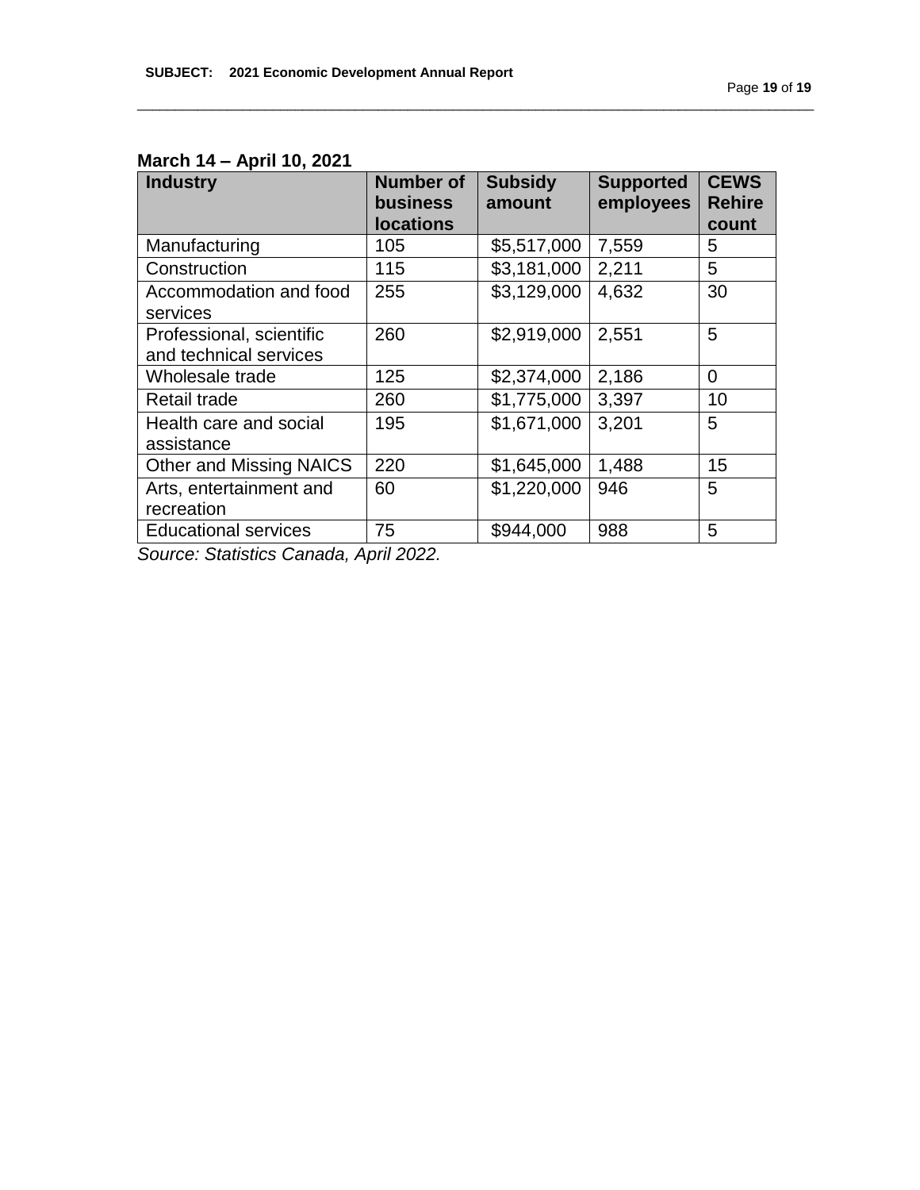**March 14 – April 10, 2021**

| Industry | Number of business locations | Subsidy amount | Supported employees | CEWS Rehire count |
| --- | --- | --- | --- | --- |
| Manufacturing | 105 | $5,517,000 | 7,559 | 5 |
| Construction | 115 | $3,181,000 | 2,211 | 5 |
| Accommodation and food services | 255 | $3,129,000 | 4,632 | 30 |
| Professional, scientific and technical services | 260 | $2,919,000 | 2,551 | 5 |
| Wholesale trade | 125 | $2,374,000 | 2,186 | 0 |
| Retail trade | 260 | $1,775,000 | 3,397 | 10 |
| Health care and social assistance | 195 | $1,671,000 | 3,201 | 5 |
| Other and Missing NAICS | 220 | $1,645,000 | 1,488 | 15 |
| Arts, entertainment and recreation | 60 | $1,220,000 | 946 | 5 |
| Educational services | 75 | $944,000 | 988 | 5 |

*Source: Statistics Canada, April 2022.*